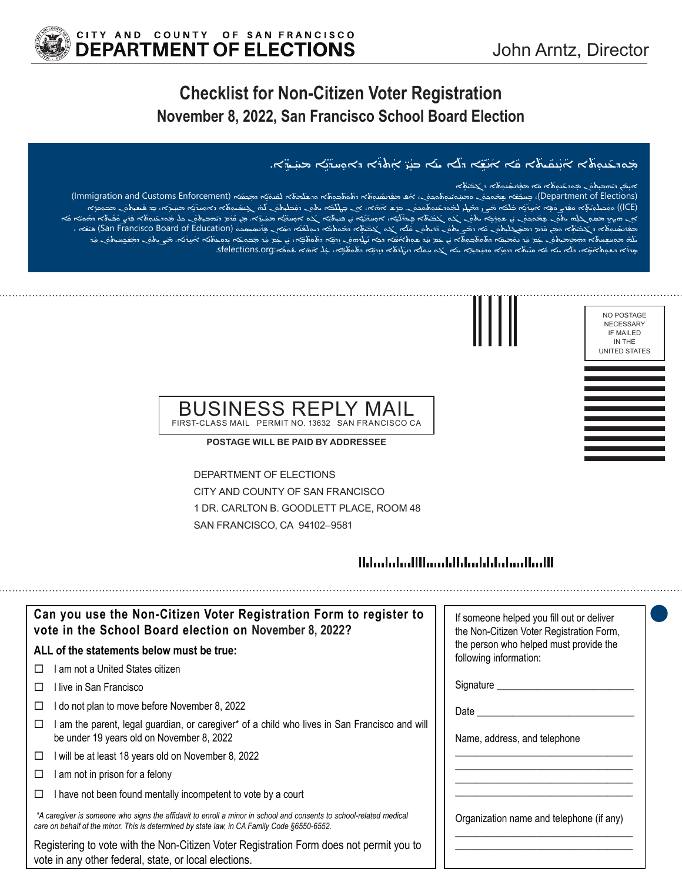CITY AND COUNTY OF SAN FRANCISCO
**DEPARTMENT OF ELECTIONS**

John Arntz, Director

# Checklist for Non-Citizen Voter Registration

## November 8, 2022, San Francisco School Board Election

NO POSTAGE NECESSARY IF MAILED IN THE UNITED STATES

**BUSINESS REPLY MAIL**

FIRST-CLASS MAIL PERMIT NO. 13632 SAN FRANCISCO CA

**POSTAGE WILL BE PAID BY ADDRESSEE**

DEPARTMENT OF ELECTIONS
CITY AND COUNTY OF SAN FRANCISCO
1 DR. CARLTON B. GOODLETT PLACE, ROOM 48
SAN FRANCISCO, CA 94102–9581

---

### Can you use the Non-Citizen Voter Registration Form to register to vote in the School Board election on November 8, 2022?

**ALL of the statements below must be true:**

- ☐ I am not a United States citizen
- ☐ I live in San Francisco
- ☐ I do not plan to move before November 8, 2022
- ☐ I am the parent, legal guardian, or caregiver* of a child who lives in San Francisco and will be under 19 years old on November 8, 2022
- ☐ I will be at least 18 years old on November 8, 2022
- ☐ I am not in prison for a felony
- ☐ I have not been found mentally incompetent to vote by a court

*\*A caregiver is someone who signs the affidavit to enroll a minor in school and consents to school-related medical care on behalf of the minor. This is determined by state law, in CA Family Code §6550-6552.*

Registering to vote with the Non-Citizen Voter Registration Form does not permit you to vote in any other federal, state, or local elections.

---

If someone helped you fill out or deliver the Non-Citizen Voter Registration Form, the person who helped must provide the following information:

Signature ___________________________

Date ___________________________

Name, address, and telephone

___________________________

___________________________

___________________________

___________________________

Organization name and telephone (if any)

___________________________

___________________________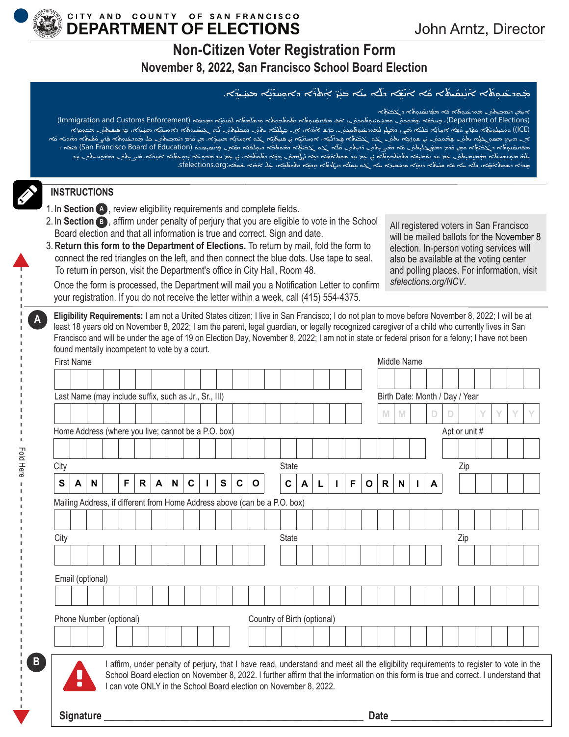CITY AND COUNTY OF SAN FRANCISCO
**DEPARTMENT OF ELECTIONS**

John Arntz, Director

# Non-Citizen Voter Registration Form

## November 8, 2022, San Francisco School Board Election

### INSTRUCTIONS

1. In **Section A**, review eligibility requirements and complete fields.
2. In **Section B**, affirm under penalty of perjury that you are eligible to vote in the School Board election and that all information is true and correct. Sign and date.
3. **Return this form to the Department of Elections.** To return by mail, fold the form to connect the red triangles on the left, and then connect the blue dots. Use tape to seal. To return in person, visit the Department's office in City Hall, Room 48.

Once the form is processed, the Department will mail you a Notification Letter to confirm your registration. If you do not receive the letter within a week, call (415) 554-4375.

All registered voters in San Francisco will be mailed ballots for the November 8 election. In-person voting services will also be available at the voting center and polling places. For information, visit *sfelections.org/NCV*.

Fold Here

**A**

**Eligibility Requirements:** I am not a United States citizen; I live in San Francisco; I do not plan to move before November 8, 2022; I will be at least 18 years old on November 8, 2022; I am the parent, legal guardian, or legally recognized caregiver of a child who currently lives in San Francisco and will be under the age of 19 on Election Day, November 8, 2022; I am not in state or federal prison for a felony; I have not been found mentally incompetent to vote by a court.

First Name

Middle Name

Last Name (may include suffix, such as Jr., Sr., III)

Birth Date: Month / Day / Year

M M D D Y Y Y Y

Home Address (where you live; cannot be a P.O. box)

Apt or unit #

City: S A N F R A N C I S C O

State: C A L I F O R N I A

Zip

Mailing Address, if different from Home Address above (can be a P.O. box)

City

State

Zip

Email (optional)

Phone Number (optional)

Country of Birth (optional)

**B**

I affirm, under penalty of perjury, that I have read, understand and meet all the eligibility requirements to register to vote in the School Board election on November 8, 2022. I further affirm that the information on this form is true and correct. I understand that I can vote ONLY in the School Board election on November 8, 2022.

**Signature** ______________________________ **Date** ______________________